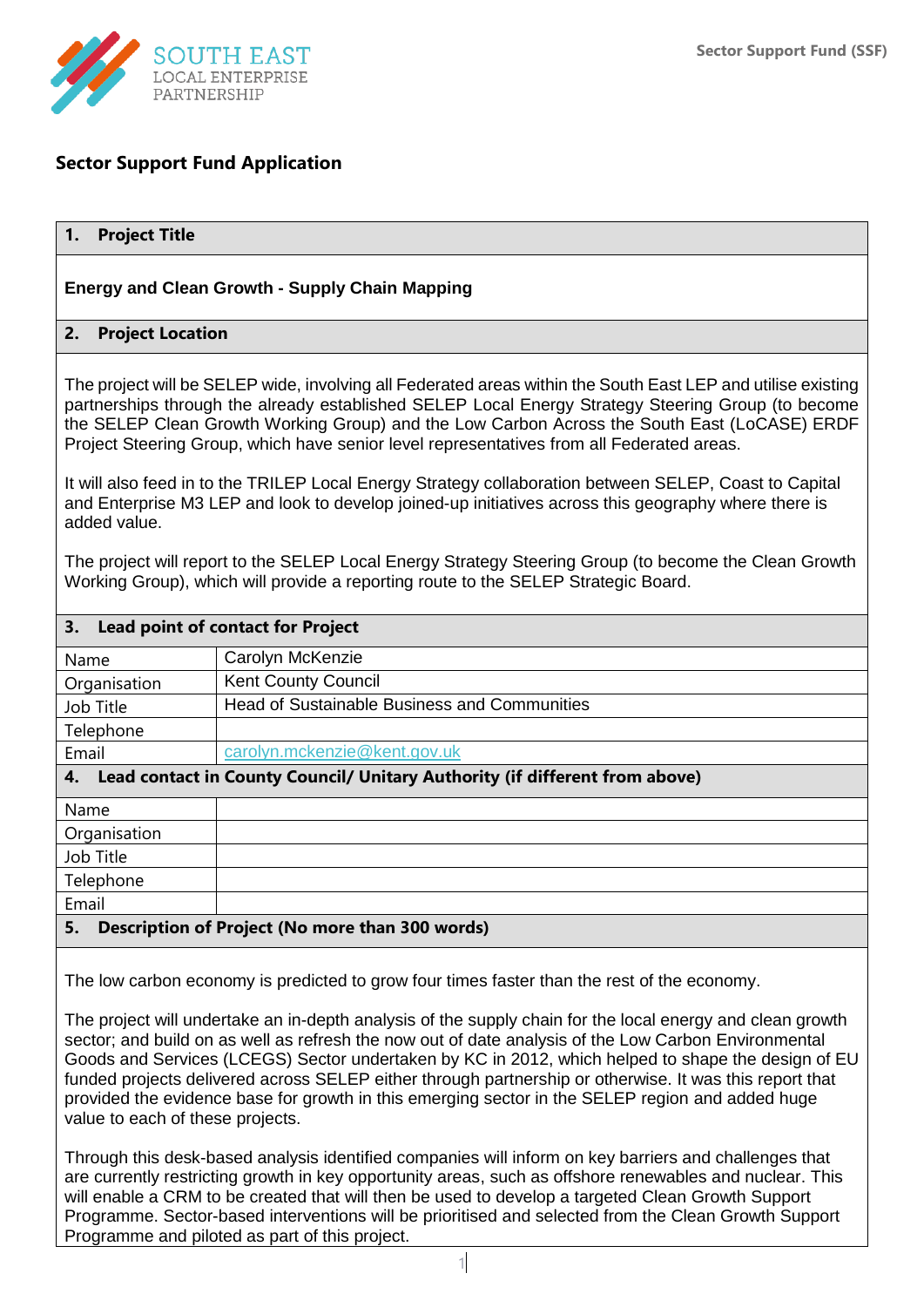# Sector Support Fund Application

## 1. Project Title

**Energy and Clean Growth - Supply Chain Mapping**

## 2. Project Location

The project will be SELEP wide, involving all Federated areas within the South East LEP and utilise existing partnerships through the already established SELEP Local Energy Strategy Steering Group (to become the SELEP Clean Growth Working Group) and the Low Carbon Across the South East (LoCASE) ERDF Project Steering Group, which have senior level representatives from all Federated areas.

It will also feed in to the TRILEP Local Energy Strategy collaboration between SELEP, Coast to Capital and Enterprise M3 LEP and look to develop joined-up initiatives across this geography where there is added value.

The project will report to the SELEP Local Energy Strategy Steering Group (to become the Clean Growth Working Group), which will provide a reporting route to the SELEP Strategic Board.

## 3. Lead point of contact for Project

| | |
|---|---|
| Name | Carolyn McKenzie |
| Organisation | Kent County Council |
| Job Title | Head of Sustainable Business and Communities |
| Telephone | |
| Email | carolyn.mckenzie@kent.gov.uk |

## 4. Lead contact in County Council/ Unitary Authority (if different from above)

| | |
|---|---|
| Name | |
| Organisation | |
| Job Title | |
| Telephone | |
| Email | |

## 5. Description of Project (No more than 300 words)

The low carbon economy is predicted to grow four times faster than the rest of the economy.

The project will undertake an in-depth analysis of the supply chain for the local energy and clean growth sector; and build on as well as refresh the now out of date analysis of the Low Carbon Environmental Goods and Services (LCEGS) Sector undertaken by KC in 2012, which helped to shape the design of EU funded projects delivered across SELEP either through partnership or otherwise. It was this report that provided the evidence base for growth in this emerging sector in the SELEP region and added huge value to each of these projects.

Through this desk-based analysis identified companies will inform on key barriers and challenges that are currently restricting growth in key opportunity areas, such as offshore renewables and nuclear. This will enable a CRM to be created that will then be used to develop a targeted Clean Growth Support Programme. Sector-based interventions will be prioritised and selected from the Clean Growth Support Programme and piloted as part of this project.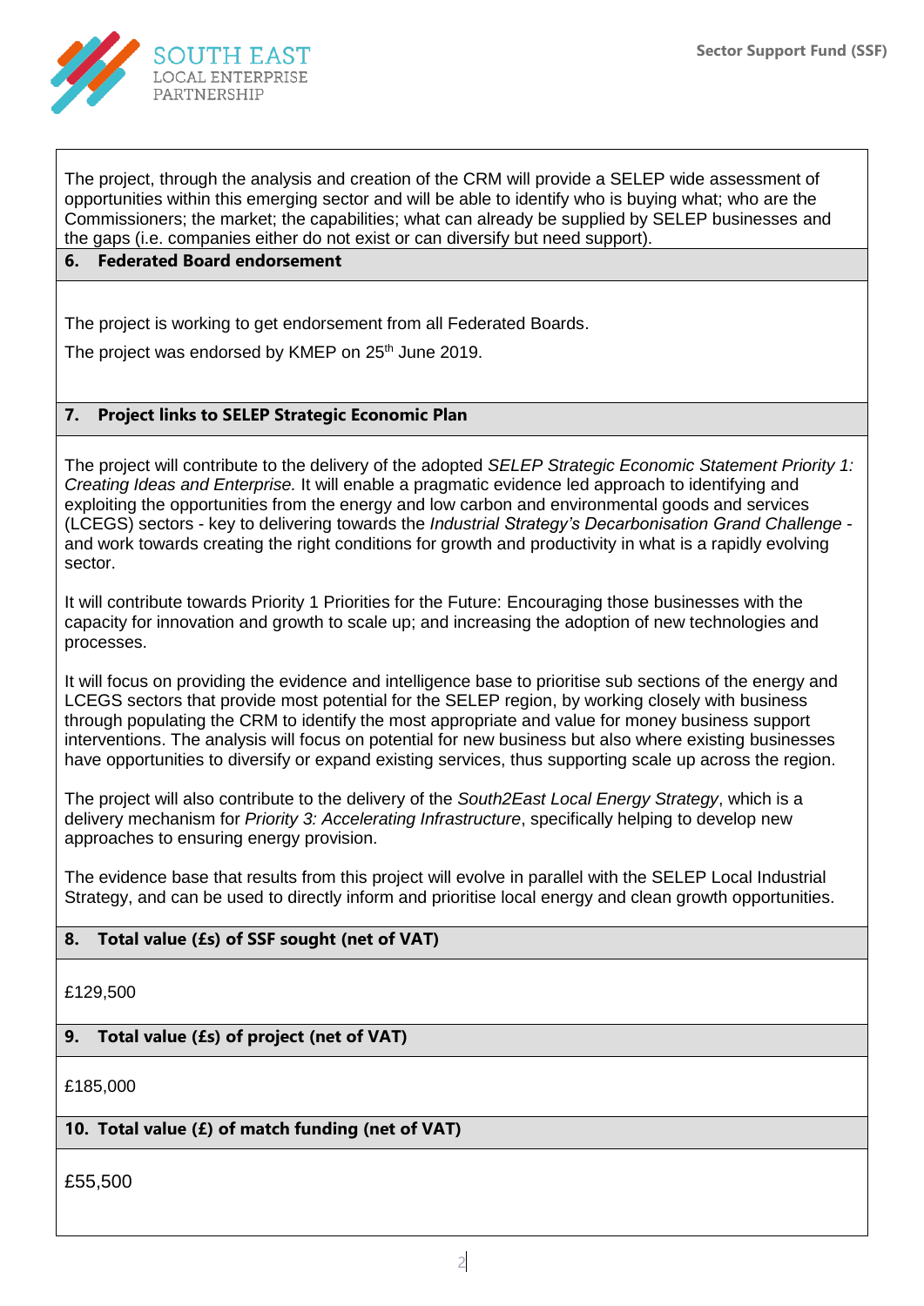The project, through the analysis and creation of the CRM will provide a SELEP wide assessment of opportunities within this emerging sector and will be able to identify who is buying what; who are the Commissioners; the market; the capabilities; what can already be supplied by SELEP businesses and the gaps (i.e. companies either do not exist or can diversify but need support).

## 6. Federated Board endorsement

The project is working to get endorsement from all Federated Boards.

The project was endorsed by KMEP on 25th June 2019.

## 7. Project links to SELEP Strategic Economic Plan

The project will contribute to the delivery of the adopted *SELEP Strategic Economic Statement Priority 1: Creating Ideas and Enterprise.* It will enable a pragmatic evidence led approach to identifying and exploiting the opportunities from the energy and low carbon and environmental goods and services (LCEGS) sectors - key to delivering towards the *Industrial Strategy's Decarbonisation Grand Challenge* - and work towards creating the right conditions for growth and productivity in what is a rapidly evolving sector.

It will contribute towards Priority 1 Priorities for the Future: Encouraging those businesses with the capacity for innovation and growth to scale up; and increasing the adoption of new technologies and processes.

It will focus on providing the evidence and intelligence base to prioritise sub sections of the energy and LCEGS sectors that provide most potential for the SELEP region, by working closely with business through populating the CRM to identify the most appropriate and value for money business support interventions. The analysis will focus on potential for new business but also where existing businesses have opportunities to diversify or expand existing services, thus supporting scale up across the region.

The project will also contribute to the delivery of the *South2East Local Energy Strategy*, which is a delivery mechanism for *Priority 3: Accelerating Infrastructure*, specifically helping to develop new approaches to ensuring energy provision.

The evidence base that results from this project will evolve in parallel with the SELEP Local Industrial Strategy, and can be used to directly inform and prioritise local energy and clean growth opportunities.

## 8. Total value (£s) of SSF sought (net of VAT)

£129,500

## 9. Total value (£s) of project (net of VAT)

£185,000

## 10. Total value (£) of match funding (net of VAT)

£55,500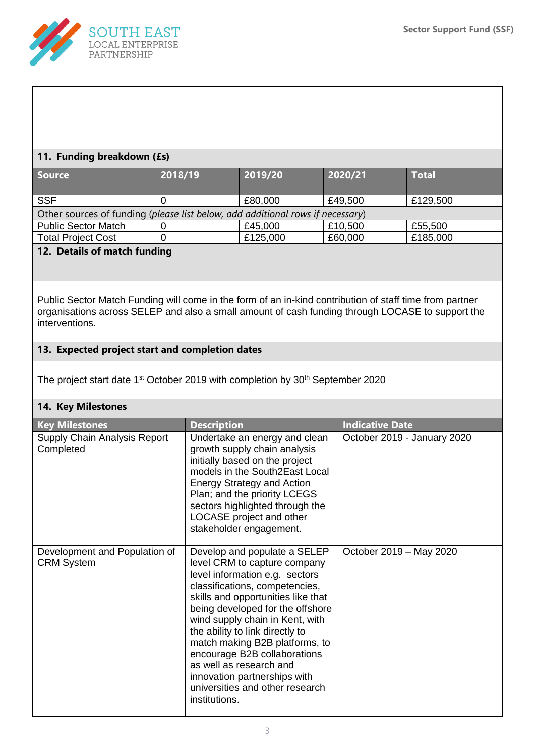## 11. Funding breakdown (£s)

| Source | 2018/19 | 2019/20 | 2020/21 | Total |
|---|---|---|---|---|
| SSF | 0 | £80,000 | £49,500 | £129,500 |
| Other sources of funding (*please list below, add additional rows if necessary*) | | | | |
| Public Sector Match | 0 | £45,000 | £10,500 | £55,500 |
| Total Project Cost | 0 | £125,000 | £60,000 | £185,000 |

## 12. Details of match funding

Public Sector Match Funding will come in the form of an in-kind contribution of staff time from partner organisations across SELEP and also a small amount of cash funding through LOCASE to support the interventions.

## 13. Expected project start and completion dates

The project start date 1st October 2019 with completion by 30th September 2020

## 14. Key Milestones

| Key Milestones | Description | Indicative Date |
|---|---|---|
| Supply Chain Analysis Report Completed | Undertake an energy and clean growth supply chain analysis initially based on the project models in the South2East Local Energy Strategy and Action Plan; and the priority LCEGS sectors highlighted through the LOCASE project and other stakeholder engagement. | October 2019 - January 2020 |
| Development and Population of CRM System | Develop and populate a SELEP level CRM to capture company level information e.g. sectors classifications, competencies, skills and opportunities like that being developed for the offshore wind supply chain in Kent, with the ability to link directly to match making B2B platforms, to encourage B2B collaborations as well as research and innovation partnerships with universities and other research institutions. | October 2019 – May 2020 |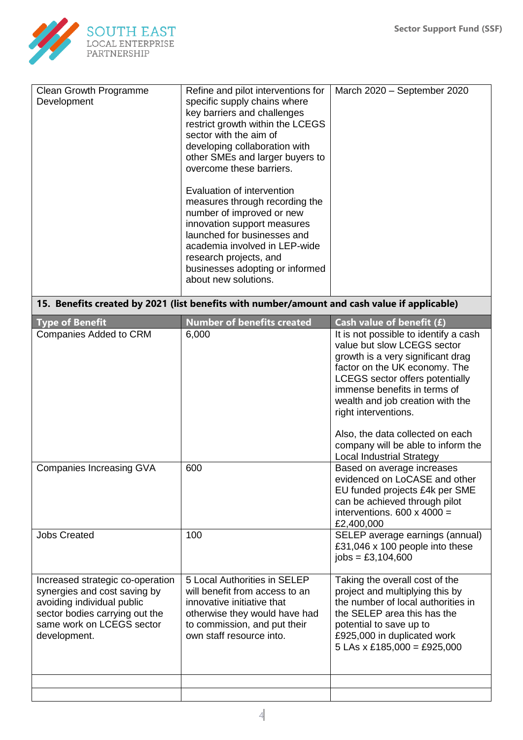| | | |
|---|---|---|
| Clean Growth Programme Development | Refine and pilot interventions for specific supply chains where key barriers and challenges restrict growth within the LCEGS sector with the aim of developing collaboration with other SMEs and larger buyers to overcome these barriers.<br><br>Evaluation of intervention measures through recording the number of improved or new innovation support measures launched for businesses and academia involved in LEP-wide research projects, and businesses adopting or informed about new solutions. | March 2020 – September 2020 |

**15. Benefits created by 2021 (list benefits with number/amount and cash value if applicable)**

| Type of Benefit | Number of benefits created | Cash value of benefit (£) |
|---|---|---|
| Companies Added to CRM | 6,000 | It is not possible to identify a cash value but slow LCEGS sector growth is a very significant drag factor on the UK economy. The LCEGS sector offers potentially immense benefits in terms of wealth and job creation with the right interventions.<br><br>Also, the data collected on each company will be able to inform the Local Industrial Strategy |
| Companies Increasing GVA | 600 | Based on average increases evidenced on LoCASE and other EU funded projects £4k per SME can be achieved through pilot interventions. 600 x 4000 = £2,400,000 |
| Jobs Created | 100 | SELEP average earnings (annual) £31,046 x 100 people into these jobs = £3,104,600 |
| Increased strategic co-operation synergies and cost saving by avoiding individual public sector bodies carrying out the same work on LCEGS sector development. | 5 Local Authorities in SELEP will benefit from access to an innovative initiative that otherwise they would have had to commission, and put their own staff resource into. | Taking the overall cost of the project and multiplying this by the number of local authorities in the SELEP area this has the potential to save up to £925,000 in duplicated work<br>5 LAs x £185,000 = £925,000 |
| | | |
| | | |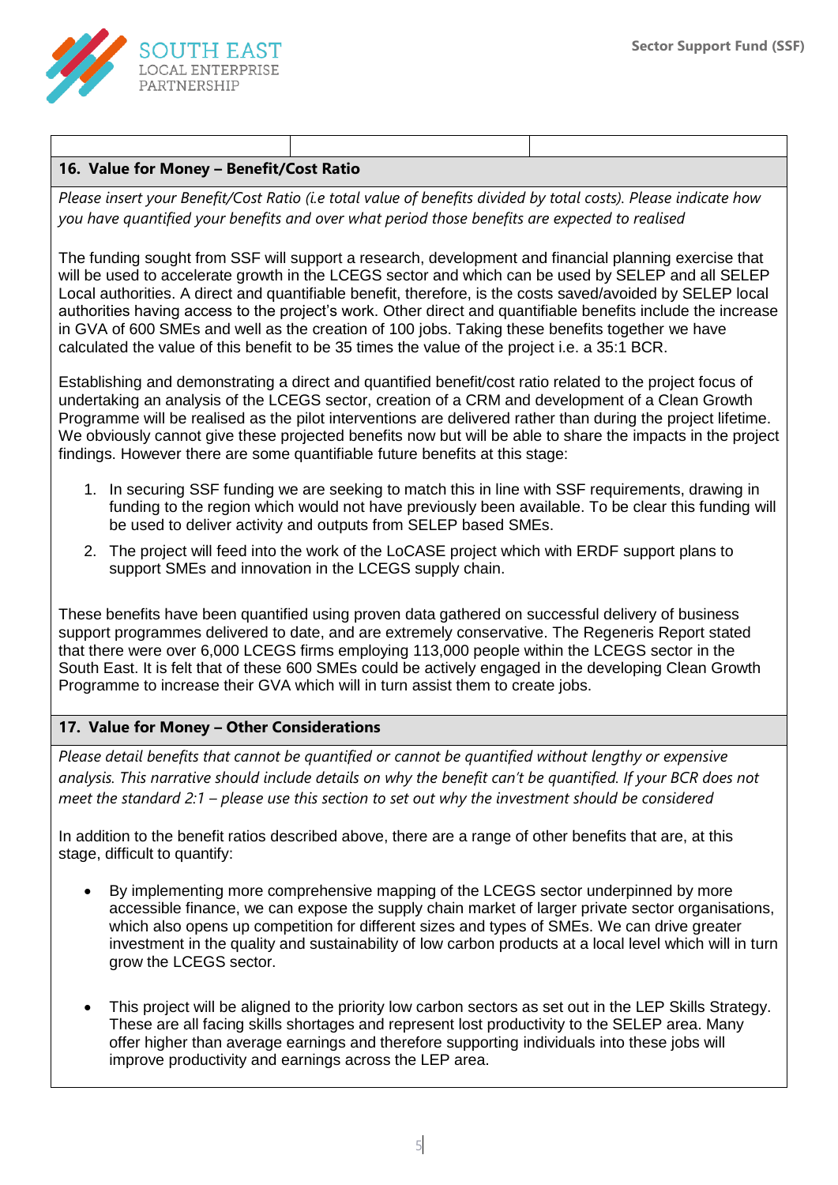## 16. Value for Money – Benefit/Cost Ratio

*Please insert your Benefit/Cost Ratio (i.e total value of benefits divided by total costs). Please indicate how you have quantified your benefits and over what period those benefits are expected to realised*

The funding sought from SSF will support a research, development and financial planning exercise that will be used to accelerate growth in the LCEGS sector and which can be used by SELEP and all SELEP Local authorities. A direct and quantifiable benefit, therefore, is the costs saved/avoided by SELEP local authorities having access to the project's work. Other direct and quantifiable benefits include the increase in GVA of 600 SMEs and well as the creation of 100 jobs. Taking these benefits together we have calculated the value of this benefit to be 35 times the value of the project i.e. a 35:1 BCR.

Establishing and demonstrating a direct and quantified benefit/cost ratio related to the project focus of undertaking an analysis of the LCEGS sector, creation of a CRM and development of a Clean Growth Programme will be realised as the pilot interventions are delivered rather than during the project lifetime. We obviously cannot give these projected benefits now but will be able to share the impacts in the project findings. However there are some quantifiable future benefits at this stage:

1. In securing SSF funding we are seeking to match this in line with SSF requirements, drawing in funding to the region which would not have previously been available. To be clear this funding will be used to deliver activity and outputs from SELEP based SMEs.
2. The project will feed into the work of the LoCASE project which with ERDF support plans to support SMEs and innovation in the LCEGS supply chain.

These benefits have been quantified using proven data gathered on successful delivery of business support programmes delivered to date, and are extremely conservative. The Regeneris Report stated that there were over 6,000 LCEGS firms employing 113,000 people within the LCEGS sector in the South East. It is felt that of these 600 SMEs could be actively engaged in the developing Clean Growth Programme to increase their GVA which will in turn assist them to create jobs.

## 17. Value for Money – Other Considerations

*Please detail benefits that cannot be quantified or cannot be quantified without lengthy or expensive analysis. This narrative should include details on why the benefit can't be quantified. If your BCR does not meet the standard 2:1 – please use this section to set out why the investment should be considered*

In addition to the benefit ratios described above, there are a range of other benefits that are, at this stage, difficult to quantify:

- By implementing more comprehensive mapping of the LCEGS sector underpinned by more accessible finance, we can expose the supply chain market of larger private sector organisations, which also opens up competition for different sizes and types of SMEs. We can drive greater investment in the quality and sustainability of low carbon products at a local level which will in turn grow the LCEGS sector.

- This project will be aligned to the priority low carbon sectors as set out in the LEP Skills Strategy. These are all facing skills shortages and represent lost productivity to the SELEP area. Many offer higher than average earnings and therefore supporting individuals into these jobs will improve productivity and earnings across the LEP area.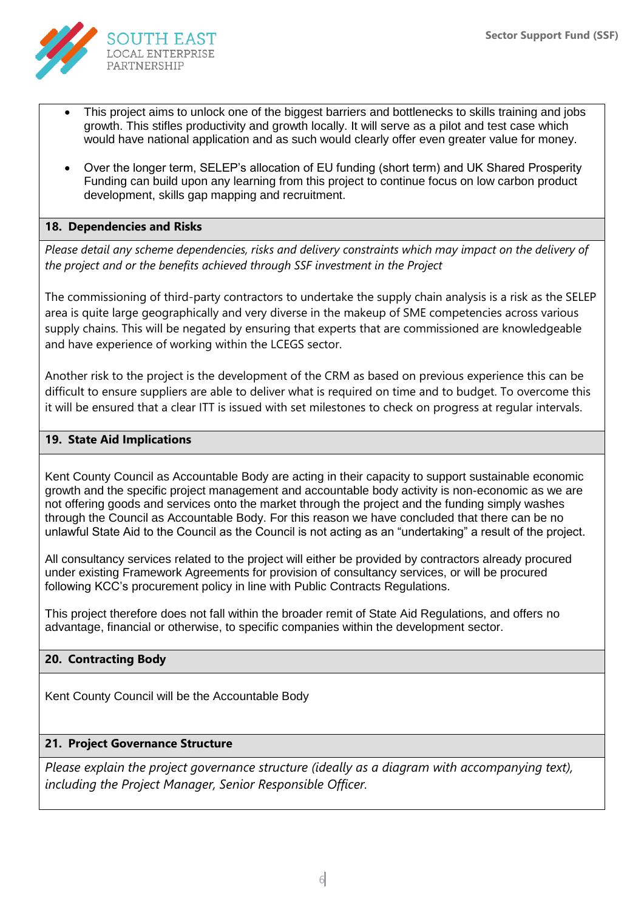- This project aims to unlock one of the biggest barriers and bottlenecks to skills training and jobs growth. This stifles productivity and growth locally. It will serve as a pilot and test case which would have national application and as such would clearly offer even greater value for money.
- Over the longer term, SELEP's allocation of EU funding (short term) and UK Shared Prosperity Funding can build upon any learning from this project to continue focus on low carbon product development, skills gap mapping and recruitment.

## 18. Dependencies and Risks

*Please detail any scheme dependencies, risks and delivery constraints which may impact on the delivery of the project and or the benefits achieved through SSF investment in the Project*

The commissioning of third-party contractors to undertake the supply chain analysis is a risk as the SELEP area is quite large geographically and very diverse in the makeup of SME competencies across various supply chains. This will be negated by ensuring that experts that are commissioned are knowledgeable and have experience of working within the LCEGS sector.

Another risk to the project is the development of the CRM as based on previous experience this can be difficult to ensure suppliers are able to deliver what is required on time and to budget. To overcome this it will be ensured that a clear ITT is issued with set milestones to check on progress at regular intervals.

## 19. State Aid Implications

Kent County Council as Accountable Body are acting in their capacity to support sustainable economic growth and the specific project management and accountable body activity is non-economic as we are not offering goods and services onto the market through the project and the funding simply washes through the Council as Accountable Body. For this reason we have concluded that there can be no unlawful State Aid to the Council as the Council is not acting as an "undertaking" a result of the project.

All consultancy services related to the project will either be provided by contractors already procured under existing Framework Agreements for provision of consultancy services, or will be procured following KCC's procurement policy in line with Public Contracts Regulations.

This project therefore does not fall within the broader remit of State Aid Regulations, and offers no advantage, financial or otherwise, to specific companies within the development sector.

## 20. Contracting Body

Kent County Council will be the Accountable Body

## 21. Project Governance Structure

*Please explain the project governance structure (ideally as a diagram with accompanying text), including the Project Manager, Senior Responsible Officer.*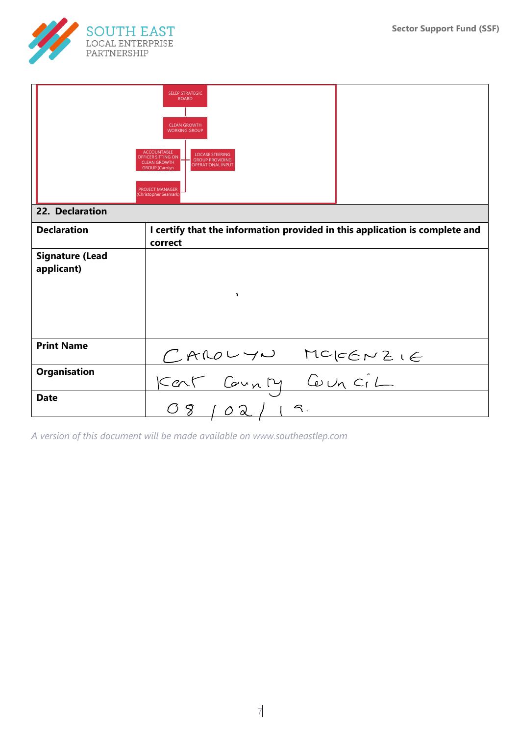SELEP STRATEGIC BOARD

CLEAN GROWTH WORKING GROUP

ACCOUNTABLE OFFICER SITTING ON CLEAN GROWTH GROUP (Carolyn

LOCASE STEERING GROUP PROVIDING OPERATIONAL INPUT

PROJECT MANAGER (Christopher Seamark)

## 22. Declaration

| | |
|---|---|
| **Declaration** | **I certify that the information provided in this application is complete and correct** |
| **Signature (Lead applicant)** | |
| **Print Name** | CAROLYN MCKENZIE |
| **Organisation** | Kent County Council |
| **Date** | 08/02/19. |

*A version of this document will be made available on www.southeastlep.com*